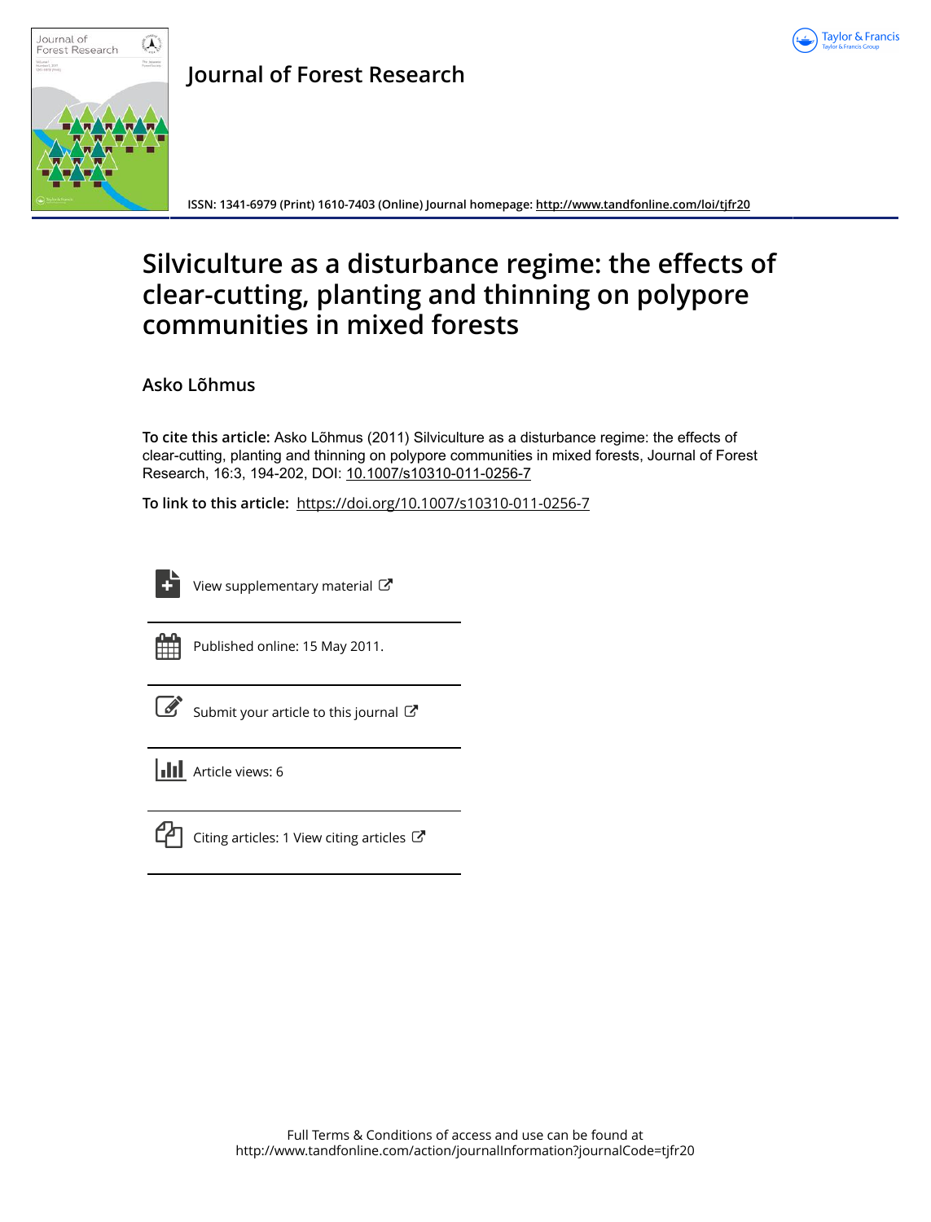# Journal of Forest Research

ISSN: 1341-6979 (Print) 1610-7403 (Online) Journal homepage: http://www.tandfonline.com/loi/tjfr20

# Silviculture as a disturbance regime: the effects of clear-cutting, planting and thinning on polypore communities in mixed forests

## Asko Lõhmus

**To cite this article:** Asko Lõhmus (2011) Silviculture as a disturbance regime: the effects of clear-cutting, planting and thinning on polypore communities in mixed forests, Journal of Forest Research, 16:3, 194-202, DOI: 10.1007/s10310-011-0256-7

**To link to this article:** https://doi.org/10.1007/s10310-011-0256-7

View supplementary material

Published online: 15 May 2011.

Submit your article to this journal

Article views: 6

Citing articles: 1 View citing articles

Full Terms & Conditions of access and use can be found at
http://www.tandfonline.com/action/journalInformation?journalCode=tjfr20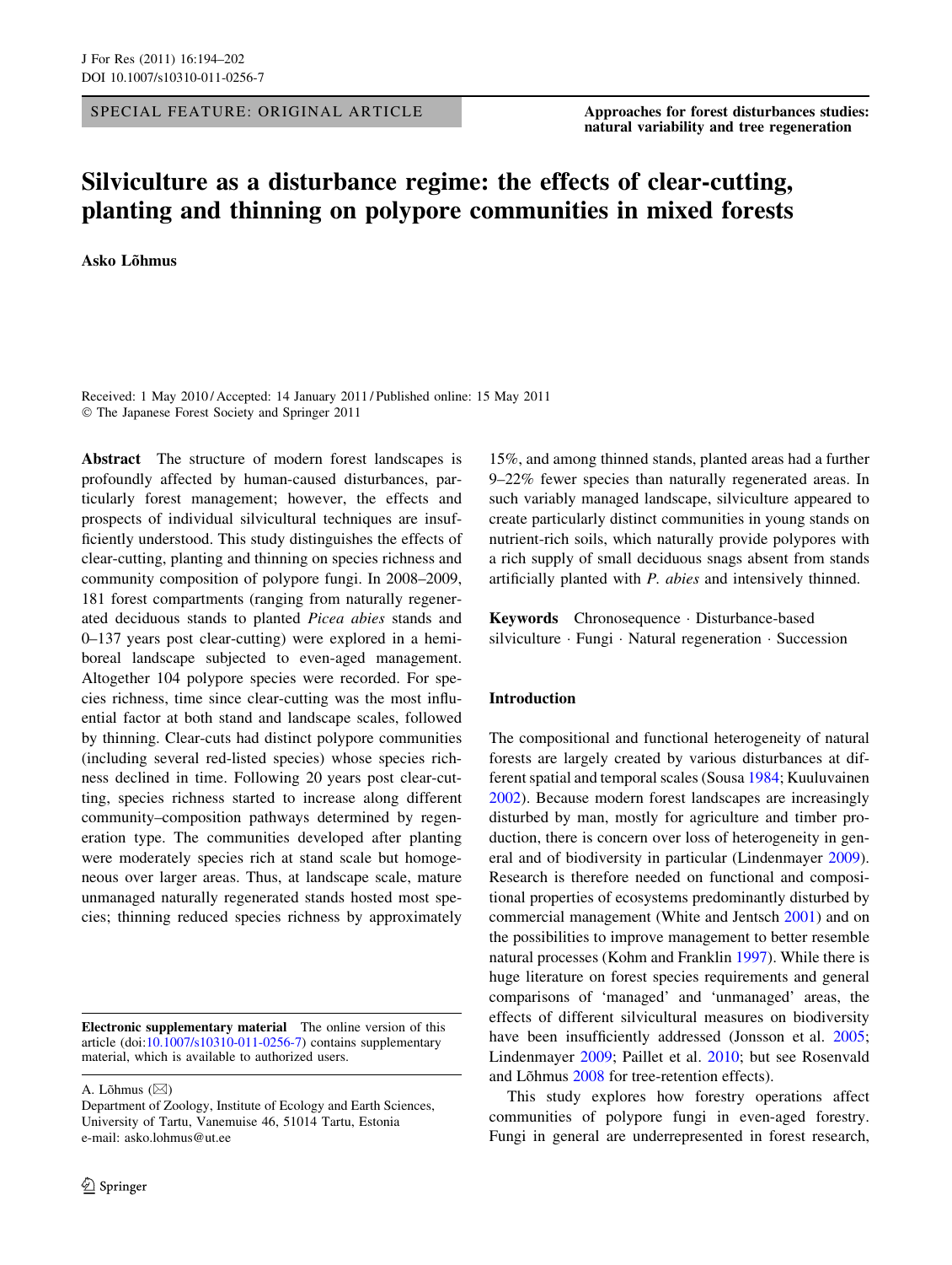SPECIAL FEATURE: ORIGINAL ARTICLE

**Approaches for forest disturbances studies: natural variability and tree regeneration**

# Silviculture as a disturbance regime: the effects of clear-cutting, planting and thinning on polypore communities in mixed forests

**Asko Lõhmus**

Received: 1 May 2010 / Accepted: 14 January 2011 / Published online: 15 May 2011
© The Japanese Forest Society and Springer 2011

**Abstract** The structure of modern forest landscapes is profoundly affected by human-caused disturbances, particularly forest management; however, the effects and prospects of individual silvicultural techniques are insufficiently understood. This study distinguishes the effects of clear-cutting, planting and thinning on species richness and community composition of polypore fungi. In 2008–2009, 181 forest compartments (ranging from naturally regenerated deciduous stands to planted *Picea abies* stands and 0–137 years post clear-cutting) were explored in a hemiboreal landscape subjected to even-aged management. Altogether 104 polypore species were recorded. For species richness, time since clear-cutting was the most influential factor at both stand and landscape scales, followed by thinning. Clear-cuts had distinct polypore communities (including several red-listed species) whose species richness declined in time. Following 20 years post clear-cutting, species richness started to increase along different community–composition pathways determined by regeneration type. The communities developed after planting were moderately species rich at stand scale but homogeneous over larger areas. Thus, at landscape scale, mature unmanaged naturally regenerated stands hosted most species; thinning reduced species richness by approximately 15%, and among thinned stands, planted areas had a further 9–22% fewer species than naturally regenerated areas. In such variably managed landscape, silviculture appeared to create particularly distinct communities in young stands on nutrient-rich soils, which naturally provide polypores with a rich supply of small deciduous snags absent from stands artificially planted with *P. abies* and intensively thinned.

**Keywords** Chronosequence · Disturbance-based silviculture · Fungi · Natural regeneration · Succession

**Electronic supplementary material** The online version of this article (doi:10.1007/s10310-011-0256-7) contains supplementary material, which is available to authorized users.

A. Lõhmus (✉)
Department of Zoology, Institute of Ecology and Earth Sciences, University of Tartu, Vanemuise 46, 51014 Tartu, Estonia
e-mail: asko.lohmus@ut.ee

## Introduction

The compositional and functional heterogeneity of natural forests are largely created by various disturbances at different spatial and temporal scales (Sousa 1984; Kuuluvainen 2002). Because modern forest landscapes are increasingly disturbed by man, mostly for agriculture and timber production, there is concern over loss of heterogeneity in general and of biodiversity in particular (Lindenmayer 2009). Research is therefore needed on functional and compositional properties of ecosystems predominantly disturbed by commercial management (White and Jentsch 2001) and on the possibilities to improve management to better resemble natural processes (Kohm and Franklin 1997). While there is huge literature on forest species requirements and general comparisons of 'managed' and 'unmanaged' areas, the effects of different silvicultural measures on biodiversity have been insufficiently addressed (Jonsson et al. 2005; Lindenmayer 2009; Paillet et al. 2010; but see Rosenvald and Lõhmus 2008 for tree-retention effects).

This study explores how forestry operations affect communities of polypore fungi in even-aged forestry. Fungi in general are underrepresented in forest research,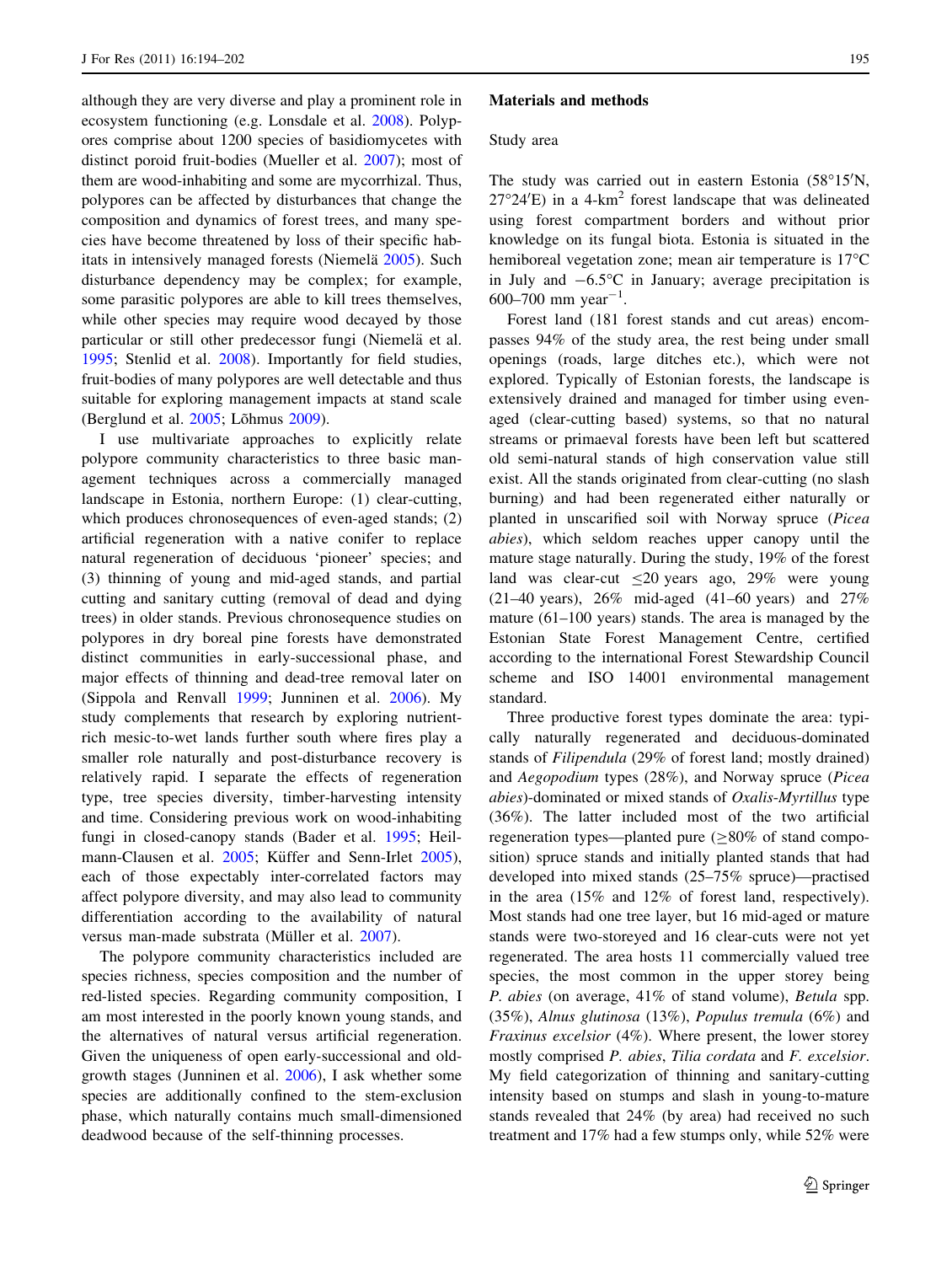although they are very diverse and play a prominent role in ecosystem functioning (e.g. Lonsdale et al. 2008). Polypores comprise about 1200 species of basidiomycetes with distinct poroid fruit-bodies (Mueller et al. 2007); most of them are wood-inhabiting and some are mycorrhizal. Thus, polypores can be affected by disturbances that change the composition and dynamics of forest trees, and many species have become threatened by loss of their specific habitats in intensively managed forests (Niemelä 2005). Such disturbance dependency may be complex; for example, some parasitic polypores are able to kill trees themselves, while other species may require wood decayed by those particular or still other predecessor fungi (Niemelä et al. 1995; Stenlid et al. 2008). Importantly for field studies, fruit-bodies of many polypores are well detectable and thus suitable for exploring management impacts at stand scale (Berglund et al. 2005; Lõhmus 2009).

I use multivariate approaches to explicitly relate polypore community characteristics to three basic management techniques across a commercially managed landscape in Estonia, northern Europe: (1) clear-cutting, which produces chronosequences of even-aged stands; (2) artificial regeneration with a native conifer to replace natural regeneration of deciduous 'pioneer' species; and (3) thinning of young and mid-aged stands, and partial cutting and sanitary cutting (removal of dead and dying trees) in older stands. Previous chronosequence studies on polypores in dry boreal pine forests have demonstrated distinct communities in early-successional phase, and major effects of thinning and dead-tree removal later on (Sippola and Renvall 1999; Junninen et al. 2006). My study complements that research by exploring nutrient-rich mesic-to-wet lands further south where fires play a smaller role naturally and post-disturbance recovery is relatively rapid. I separate the effects of regeneration type, tree species diversity, timber-harvesting intensity and time. Considering previous work on wood-inhabiting fungi in closed-canopy stands (Bader et al. 1995; Heilmann-Clausen et al. 2005; Küffer and Senn-Irlet 2005), each of those expectably inter-correlated factors may affect polypore diversity, and may also lead to community differentiation according to the availability of natural versus man-made substrata (Müller et al. 2007).

The polypore community characteristics included are species richness, species composition and the number of red-listed species. Regarding community composition, I am most interested in the poorly known young stands, and the alternatives of natural versus artificial regeneration. Given the uniqueness of open early-successional and old-growth stages (Junninen et al. 2006), I ask whether some species are additionally confined to the stem-exclusion phase, which naturally contains much small-dimensioned deadwood because of the self-thinning processes.

## Materials and methods

### Study area

The study was carried out in eastern Estonia (58°15′N, 27°24′E) in a 4-km$^2$ forest landscape that was delineated using forest compartment borders and without prior knowledge on its fungal biota. Estonia is situated in the hemiboreal vegetation zone; mean air temperature is 17°C in July and −6.5°C in January; average precipitation is 600–700 mm year$^{-1}$.

Forest land (181 forest stands and cut areas) encompasses 94% of the study area, the rest being under small openings (roads, large ditches etc.), which were not explored. Typically of Estonian forests, the landscape is extensively drained and managed for timber using even-aged (clear-cutting based) systems, so that no natural streams or primaeval forests have been left but scattered old semi-natural stands of high conservation value still exist. All the stands originated from clear-cutting (no slash burning) and had been regenerated either naturally or planted in unscarified soil with Norway spruce (*Picea abies*), which seldom reaches upper canopy until the mature stage naturally. During the study, 19% of the forest land was clear-cut ≤20 years ago, 29% were young (21–40 years), 26% mid-aged (41–60 years) and 27% mature (61–100 years) stands. The area is managed by the Estonian State Forest Management Centre, certified according to the international Forest Stewardship Council scheme and ISO 14001 environmental management standard.

Three productive forest types dominate the area: typically naturally regenerated and deciduous-dominated stands of *Filipendula* (29% of forest land; mostly drained) and *Aegopodium* types (28%), and Norway spruce (*Picea abies*)-dominated or mixed stands of *Oxalis-Myrtillus* type (36%). The latter included most of the two artificial regeneration types—planted pure (≥80% of stand composition) spruce stands and initially planted stands that had developed into mixed stands (25–75% spruce)—practised in the area (15% and 12% of forest land, respectively). Most stands had one tree layer, but 16 mid-aged or mature stands were two-storeyed and 16 clear-cuts were not yet regenerated. The area hosts 11 commercially valued tree species, the most common in the upper storey being *P. abies* (on average, 41% of stand volume), *Betula* spp. (35%), *Alnus glutinosa* (13%), *Populus tremula* (6%) and *Fraxinus excelsior* (4%). Where present, the lower storey mostly comprised *P. abies*, *Tilia cordata* and *F. excelsior*. My field categorization of thinning and sanitary-cutting intensity based on stumps and slash in young-to-mature stands revealed that 24% (by area) had received no such treatment and 17% had a few stumps only, while 52% were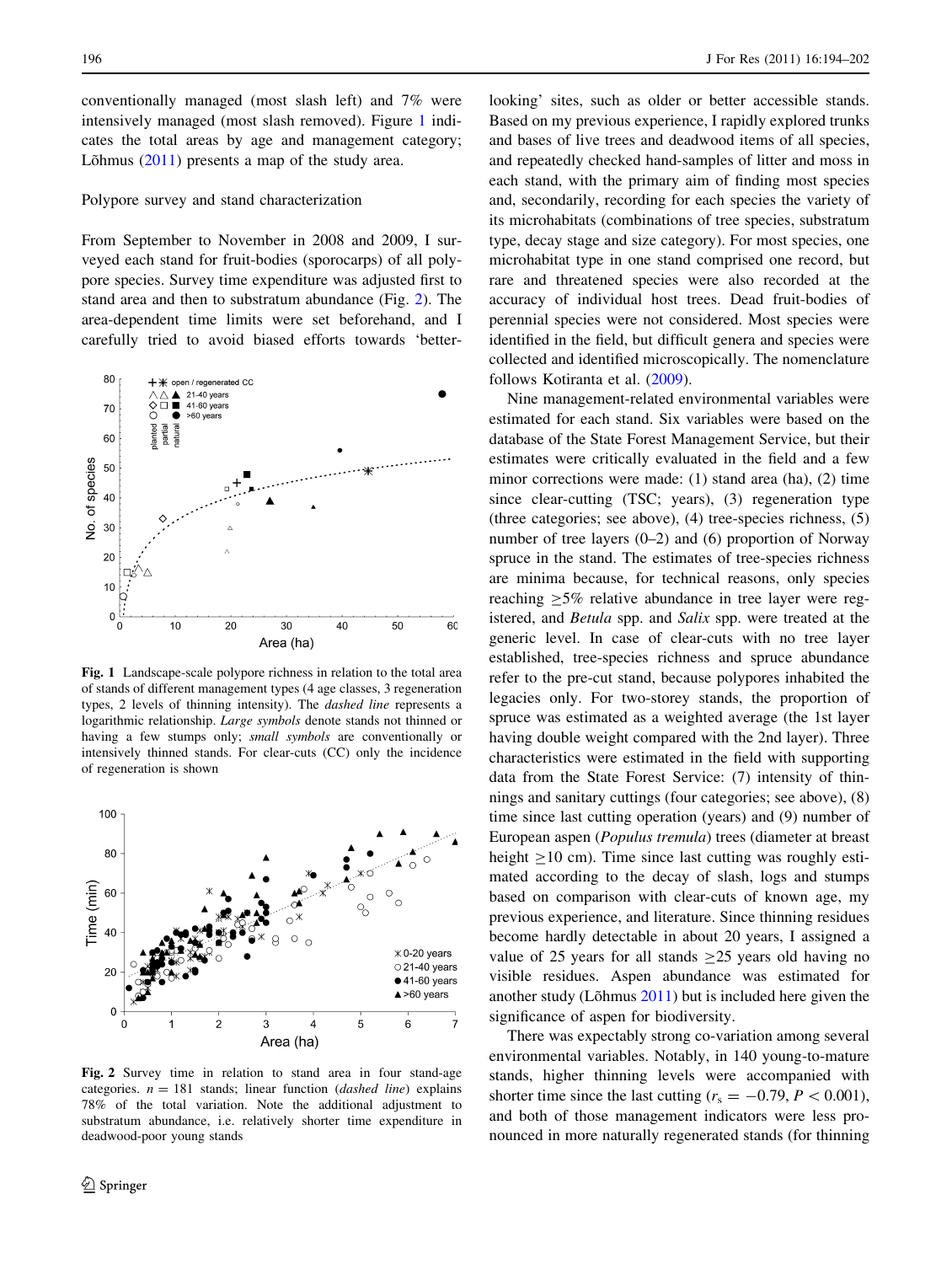conventionally managed (most slash left) and 7% were intensively managed (most slash removed). Figure 1 indicates the total areas by age and management category; Lõhmus (2011) presents a map of the study area.

### Polypore survey and stand characterization

From September to November in 2008 and 2009, I surveyed each stand for fruit-bodies (sporocarps) of all polypore species. Survey time expenditure was adjusted first to stand area and then to substratum abundance (Fig. 2). The area-dependent time limits were set beforehand, and I carefully tried to avoid biased efforts towards 'better-looking' sites, such as older or better accessible stands. Based on my previous experience, I rapidly explored trunks and bases of live trees and deadwood items of all species, and repeatedly checked hand-samples of litter and moss in each stand, with the primary aim of finding most species and, secondarily, recording for each species the variety of its microhabitats (combinations of tree species, substratum type, decay stage and size category). For most species, one microhabitat type in one stand comprised one record, but rare and threatened species were also recorded at the accuracy of individual host trees. Dead fruit-bodies of perennial species were not considered. Most species were identified in the field, but difficult genera and species were collected and identified microscopically. The nomenclature follows Kotiranta et al. (2009).

**Fig. 1** Landscape-scale polypore richness in relation to the total area of stands of different management types (4 age classes, 3 regeneration types, 2 levels of thinning intensity). The *dashed line* represents a logarithmic relationship. *Large symbols* denote stands not thinned or having a few stumps only; *small symbols* are conventionally or intensively thinned stands. For clear-cuts (CC) only the incidence of regeneration is shown

**Fig. 2** Survey time in relation to stand area in four stand-age categories. $n = 181$ stands; linear function (*dashed line*) explains 78% of the total variation. Note the additional adjustment to substratum abundance, i.e. relatively shorter time expenditure in deadwood-poor young stands

Nine management-related environmental variables were estimated for each stand. Six variables were based on the database of the State Forest Management Service, but their estimates were critically evaluated in the field and a few minor corrections were made: (1) stand area (ha), (2) time since clear-cutting (TSC; years), (3) regeneration type (three categories; see above), (4) tree-species richness, (5) number of tree layers (0–2) and (6) proportion of Norway spruce in the stand. The estimates of tree-species richness are minima because, for technical reasons, only species reaching ≥5% relative abundance in tree layer were registered, and *Betula* spp. and *Salix* spp. were treated at the generic level. In case of clear-cuts with no tree layer established, tree-species richness and spruce abundance refer to the pre-cut stand, because polypores inhabited the legacies only. For two-storey stands, the proportion of spruce was estimated as a weighted average (the 1st layer having double weight compared with the 2nd layer). Three characteristics were estimated in the field with supporting data from the State Forest Service: (7) intensity of thinnings and sanitary cuttings (four categories; see above), (8) time since last cutting operation (years) and (9) number of European aspen (*Populus tremula*) trees (diameter at breast height ≥10 cm). Time since last cutting was roughly estimated according to the decay of slash, logs and stumps based on comparison with clear-cuts of known age, my previous experience, and literature. Since thinning residues become hardly detectable in about 20 years, I assigned a value of 25 years for all stands ≥25 years old having no visible residues. Aspen abundance was estimated for another study (Lõhmus 2011) but is included here given the significance of aspen for biodiversity.

There was expectably strong co-variation among several environmental variables. Notably, in 140 young-to-mature stands, higher thinning levels were accompanied with shorter time since the last cutting ($r_s = -0.79$, $P < 0.001$), and both of those management indicators were less pronounced in more naturally regenerated stands (for thinning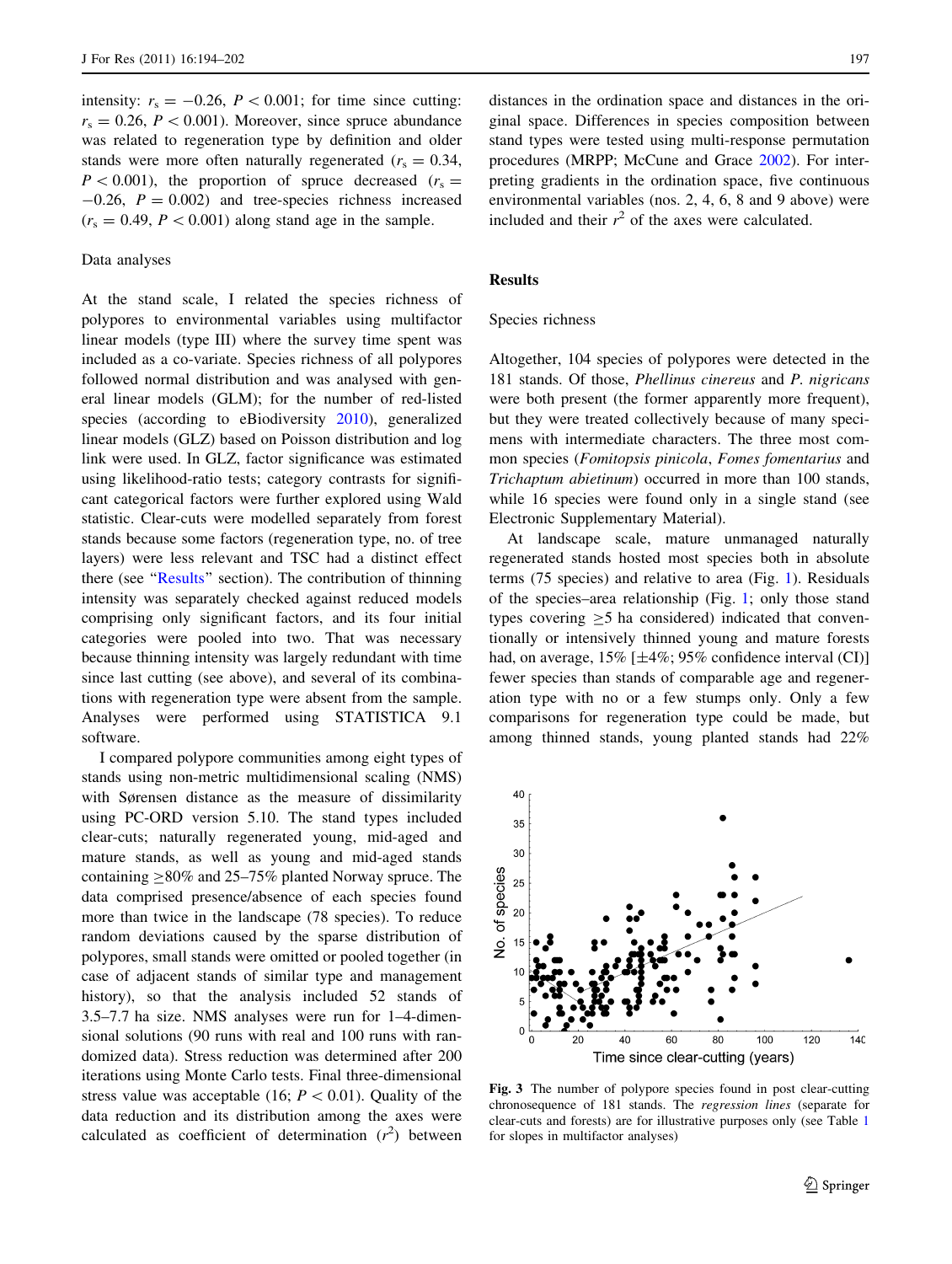intensity: $r_s = -0.26$, $P < 0.001$; for time since cutting: $r_s = 0.26$, $P < 0.001$). Moreover, since spruce abundance was related to regeneration type by definition and older stands were more often naturally regenerated ($r_s = 0.34$, $P < 0.001$), the proportion of spruce decreased ($r_s = -0.26$, $P = 0.002$) and tree-species richness increased ($r_s = 0.49$, $P < 0.001$) along stand age in the sample.

### Data analyses

At the stand scale, I related the species richness of polypores to environmental variables using multifactor linear models (type III) where the survey time spent was included as a co-variate. Species richness of all polypores followed normal distribution and was analysed with general linear models (GLM); for the number of red-listed species (according to eBiodiversity 2010), generalized linear models (GLZ) based on Poisson distribution and log link were used. In GLZ, factor significance was estimated using likelihood-ratio tests; category contrasts for significant categorical factors were further explored using Wald statistic. Clear-cuts were modelled separately from forest stands because some factors (regeneration type, no. of tree layers) were less relevant and TSC had a distinct effect there (see "Results" section). The contribution of thinning intensity was separately checked against reduced models comprising only significant factors, and its four initial categories were pooled into two. That was necessary because thinning intensity was largely redundant with time since last cutting (see above), and several of its combinations with regeneration type were absent from the sample. Analyses were performed using STATISTICA 9.1 software.

I compared polypore communities among eight types of stands using non-metric multidimensional scaling (NMS) with Sørensen distance as the measure of dissimilarity using PC-ORD version 5.10. The stand types included clear-cuts; naturally regenerated young, mid-aged and mature stands, as well as young and mid-aged stands containing ≥80% and 25–75% planted Norway spruce. The data comprised presence/absence of each species found more than twice in the landscape (78 species). To reduce random deviations caused by the sparse distribution of polypores, small stands were omitted or pooled together (in case of adjacent stands of similar type and management history), so that the analysis included 52 stands of 3.5–7.7 ha size. NMS analyses were run for 1–4-dimensional solutions (90 runs with real and 100 runs with randomized data). Stress reduction was determined after 200 iterations using Monte Carlo tests. Final three-dimensional stress value was acceptable (16; $P < 0.01$). Quality of the data reduction and its distribution among the axes were calculated as coefficient of determination ($r^2$) between distances in the ordination space and distances in the original space. Differences in species composition between stand types were tested using multi-response permutation procedures (MRPP; McCune and Grace 2002). For interpreting gradients in the ordination space, five continuous environmental variables (nos. 2, 4, 6, 8 and 9 above) were included and their $r^2$ of the axes were calculated.

## Results

### Species richness

Altogether, 104 species of polypores were detected in the 181 stands. Of those, *Phellinus cinereus* and *P. nigricans* were both present (the former apparently more frequent), but they were treated collectively because of many specimens with intermediate characters. The three most common species (*Fomitopsis pinicola*, *Fomes fomentarius* and *Trichaptum abietinum*) occurred in more than 100 stands, while 16 species were found only in a single stand (see Electronic Supplementary Material).

At landscape scale, mature unmanaged naturally regenerated stands hosted most species both in absolute terms (75 species) and relative to area (Fig. 1). Residuals of the species–area relationship (Fig. 1; only those stand types covering ≥5 ha considered) indicated that conventionally or intensively thinned young and mature forests had, on average, 15% [±4%; 95% confidence interval (CI)] fewer species than stands of comparable age and regeneration type with no or a few stumps only. Only a few comparisons for regeneration type could be made, but among thinned stands, young planted stands had 22%

Fig. 3 The number of polypore species found in post clear-cutting chronosequence of 181 stands. The *regression lines* (separate for clear-cuts and forests) are for illustrative purposes only (see Table 1 for slopes in multifactor analyses)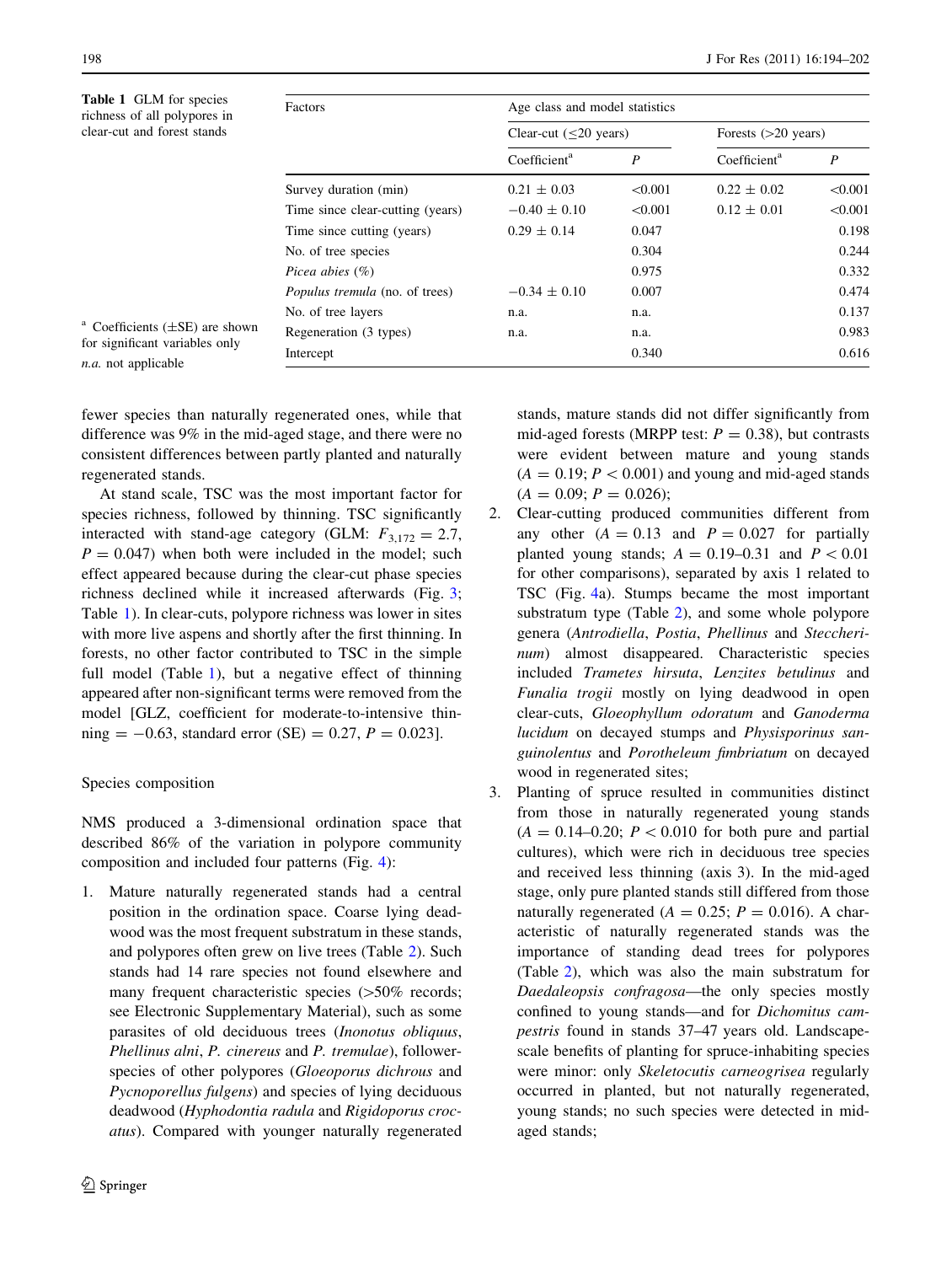**Table 1** GLM for species richness of all polypores in clear-cut and forest stands

| Factors | Age class and model statistics | | | |
|---|---|---|---|---|
| | Clear-cut (≤20 years) | | Forests (>20 years) | |
| | Coefficient[a] | $P$ | Coefficient[a] | $P$ |
| Survey duration (min) | 0.21 ± 0.03 | <0.001 | 0.22 ± 0.02 | <0.001 |
| Time since clear-cutting (years) | −0.40 ± 0.10 | <0.001 | 0.12 ± 0.01 | <0.001 |
| Time since cutting (years) | 0.29 ± 0.14 | 0.047 | | 0.198 |
| No. of tree species | | 0.304 | | 0.244 |
| *Picea abies* (%) | | 0.975 | | 0.332 |
| *Populus tremula* (no. of trees) | −0.34 ± 0.10 | 0.007 | | 0.474 |
| No. of tree layers | n.a. | n.a. | | 0.137 |
| Regeneration (3 types) | n.a. | n.a. | | 0.983 |
| Intercept | | 0.340 | | 0.616 |

[a] Coefficients (±SE) are shown for significant variables only

*n.a.* not applicable

fewer species than naturally regenerated ones, while that difference was 9% in the mid-aged stage, and there were no consistent differences between partly planted and naturally regenerated stands.

At stand scale, TSC was the most important factor for species richness, followed by thinning. TSC significantly interacted with stand-age category (GLM: $F_{3,172} = 2.7$, $P = 0.047$) when both were included in the model; such effect appeared because during the clear-cut phase species richness declined while it increased afterwards (Fig. 3; Table 1). In clear-cuts, polypore richness was lower in sites with more live aspens and shortly after the first thinning. In forests, no other factor contributed to TSC in the simple full model (Table 1), but a negative effect of thinning appeared after non-significant terms were removed from the model [GLZ, coefficient for moderate-to-intensive thinning = −0.63, standard error (SE) = 0.27, $P = 0.023$].

### Species composition

NMS produced a 3-dimensional ordination space that described 86% of the variation in polypore community composition and included four patterns (Fig. 4):

1. Mature naturally regenerated stands had a central position in the ordination space. Coarse lying deadwood was the most frequent substratum in these stands, and polypores often grew on live trees (Table 2). Such stands had 14 rare species not found elsewhere and many frequent characteristic species (>50% records; see Electronic Supplementary Material), such as some parasites of old deciduous trees (*Inonotus obliquus*, *Phellinus alni*, *P. cinereus* and *P. tremulae*), follower-species of other polypores (*Gloeoporus dichrous* and *Pycnoporellus fulgens*) and species of lying deciduous deadwood (*Hyphodontia radula* and *Rigidoporus crocatus*). Compared with younger naturally regenerated stands, mature stands did not differ significantly from mid-aged forests (MRPP test: $P = 0.38$), but contrasts were evident between mature and young stands ($A = 0.19$; $P < 0.001$) and young and mid-aged stands ($A = 0.09$; $P = 0.026$);
2. Clear-cutting produced communities different from any other ($A = 0.13$ and $P = 0.027$ for partially planted young stands; $A = 0.19$–$0.31$ and $P < 0.01$ for other comparisons), separated by axis 1 related to TSC (Fig. 4a). Stumps became the most important substratum type (Table 2), and some whole polypore genera (*Antrodiella*, *Postia*, *Phellinus* and *Steccherinum*) almost disappeared. Characteristic species included *Trametes hirsuta*, *Lenzites betulinus* and *Funalia trogii* mostly on lying deadwood in open clear-cuts, *Gloeophyllum odoratum* and *Ganoderma lucidum* on decayed stumps and *Physisporinus sanguinolentus* and *Porotheleum fimbriatum* on decayed wood in regenerated sites;
3. Planting of spruce resulted in communities distinct from those in naturally regenerated young stands ($A = 0.14$–$0.20$; $P < 0.010$ for both pure and partial cultures), which were rich in deciduous tree species and received less thinning (axis 3). In the mid-aged stage, only pure planted stands still differed from those naturally regenerated ($A = 0.25$; $P = 0.016$). A characteristic of naturally regenerated stands was the importance of standing dead trees for polypores (Table 2), which was also the main substratum for *Daedaleopsis confragosa*—the only species mostly confined to young stands—and for *Dichomitus campestris* found in stands 37–47 years old. Landscape-scale benefits of planting for spruce-inhabiting species were minor: only *Skeletocutis carneogrisea* regularly occurred in planted, but not naturally regenerated, young stands; no such species were detected in mid-aged stands;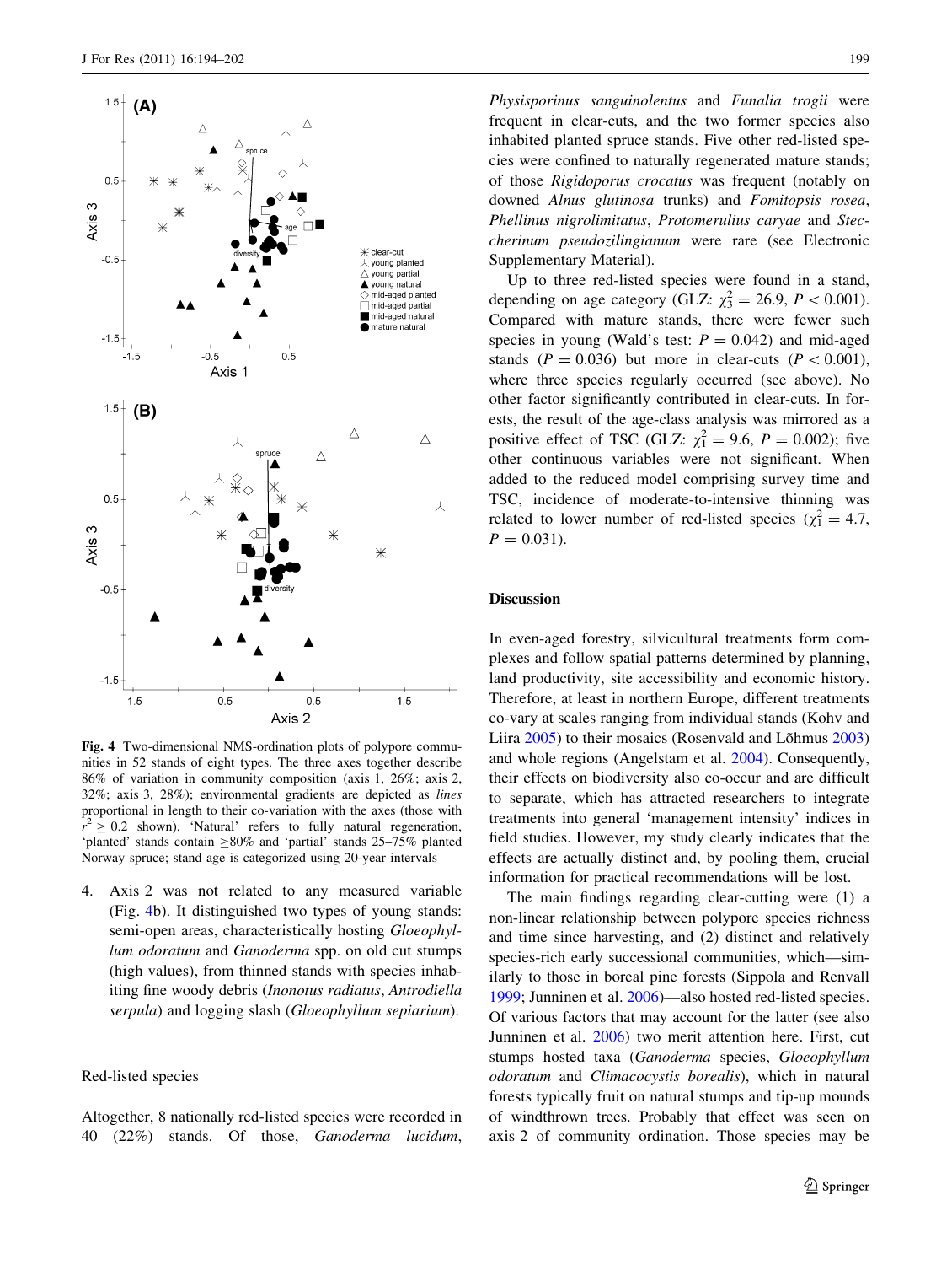**Fig. 4** Two-dimensional NMS-ordination plots of polypore communities in 52 stands of eight types. The three axes together describe 86% of variation in community composition (axis 1, 26%; axis 2, 32%; axis 3, 28%); environmental gradients are depicted as *lines* proportional in length to their co-variation with the axes (those with $r^2 \geq 0.2$ shown). 'Natural' refers to fully natural regeneration, 'planted' stands contain ≥80% and 'partial' stands 25–75% planted Norway spruce; stand age is categorized using 20-year intervals

4. Axis 2 was not related to any measured variable (Fig. 4b). It distinguished two types of young stands: semi-open areas, characteristically hosting *Gloeophyllum odoratum* and *Ganoderma* spp. on old cut stumps (high values), from thinned stands with species inhabiting fine woody debris (*Inonotus radiatus*, *Antrodiella serpula*) and logging slash (*Gloeophyllum sepiarium*).

### Red-listed species

Altogether, 8 nationally red-listed species were recorded in 40 (22%) stands. Of those, *Ganoderma lucidum*, *Physisporinus sanguinolentus* and *Funalia trogii* were frequent in clear-cuts, and the two former species also inhabited planted spruce stands. Five other red-listed species were confined to naturally regenerated mature stands; of those *Rigidoporus crocatus* was frequent (notably on downed *Alnus glutinosa* trunks) and *Fomitopsis rosea*, *Phellinus nigrolimitatus*, *Protomerulius caryae* and *Steccherinum pseudozilingianum* were rare (see Electronic Supplementary Material).

Up to three red-listed species were found in a stand, depending on age category (GLZ: $\chi^2_3 = 26.9$, $P < 0.001$). Compared with mature stands, there were fewer such species in young (Wald's test: $P = 0.042$) and mid-aged stands ($P = 0.036$) but more in clear-cuts ($P < 0.001$), where three species regularly occurred (see above). No other factor significantly contributed in clear-cuts. In forests, the result of the age-class analysis was mirrored as a positive effect of TSC (GLZ: $\chi^2_1 = 9.6$, $P = 0.002$); five other continuous variables were not significant. When added to the reduced model comprising survey time and TSC, incidence of moderate-to-intensive thinning was related to lower number of red-listed species ($\chi^2_1 = 4.7$, $P = 0.031$).

## Discussion

In even-aged forestry, silvicultural treatments form complexes and follow spatial patterns determined by planning, land productivity, site accessibility and economic history. Therefore, at least in northern Europe, different treatments co-vary at scales ranging from individual stands (Kohv and Liira 2005) to their mosaics (Rosenvald and Lõhmus 2003) and whole regions (Angelstam et al. 2004). Consequently, their effects on biodiversity also co-occur and are difficult to separate, which has attracted researchers to integrate treatments into general 'management intensity' indices in field studies. However, my study clearly indicates that the effects are actually distinct and, by pooling them, crucial information for practical recommendations will be lost.

The main findings regarding clear-cutting were (1) a non-linear relationship between polypore species richness and time since harvesting, and (2) distinct and relatively species-rich early successional communities, which—similarly to those in boreal pine forests (Sippola and Renvall 1999; Junninen et al. 2006)—also hosted red-listed species. Of various factors that may account for the latter (see also Junninen et al. 2006) two merit attention here. First, cut stumps hosted taxa (*Ganoderma* species, *Gloeophyllum odoratum* and *Climacocystis borealis*), which in natural forests typically fruit on natural stumps and tip-up mounds of windthrown trees. Probably that effect was seen on axis 2 of community ordination. Those species may be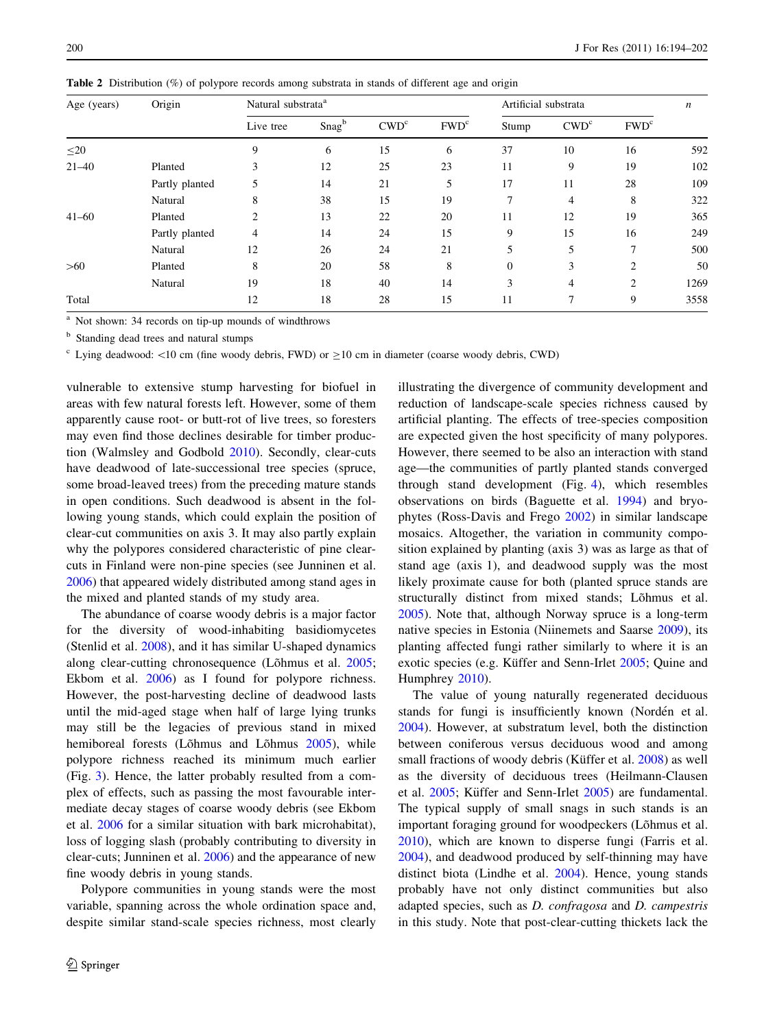**Table 2** Distribution (%) of polypore records among substrata in stands of different age and origin

| Age (years) | Origin | Natural substrata[a] | | | | Artificial substrata | | | n |
|---|---|---|---|---|---|---|---|---|---|
| | | Live tree | Snag[b] | CWD[c] | FWD[c] | Stump | CWD[c] | FWD[c] | |
| ≤20 | | 9 | 6 | 15 | 6 | 37 | 10 | 16 | 592 |
| 21–40 | Planted | 3 | 12 | 25 | 23 | 11 | 9 | 19 | 102 |
| | Partly planted | 5 | 14 | 21 | 5 | 17 | 11 | 28 | 109 |
| | Natural | 8 | 38 | 15 | 19 | 7 | 4 | 8 | 322 |
| 41–60 | Planted | 2 | 13 | 22 | 20 | 11 | 12 | 19 | 365 |
| | Partly planted | 4 | 14 | 24 | 15 | 9 | 15 | 16 | 249 |
| | Natural | 12 | 26 | 24 | 21 | 5 | 5 | 7 | 500 |
| >60 | Planted | 8 | 20 | 58 | 8 | 0 | 3 | 2 | 50 |
| | Natural | 19 | 18 | 40 | 14 | 3 | 4 | 2 | 1269 |
| Total | | 12 | 18 | 28 | 15 | 11 | 7 | 9 | 3558 |

[a] Not shown: 34 records on tip-up mounds of windthrows

[b] Standing dead trees and natural stumps

[c] Lying deadwood: <10 cm (fine woody debris, FWD) or ≥10 cm in diameter (coarse woody debris, CWD)

vulnerable to extensive stump harvesting for biofuel in areas with few natural forests left. However, some of them apparently cause root- or butt-rot of live trees, so foresters may even find those declines desirable for timber production (Walmsley and Godbold 2010). Secondly, clear-cuts have deadwood of late-successional tree species (spruce, some broad-leaved trees) from the preceding mature stands in open conditions. Such deadwood is absent in the following young stands, which could explain the position of clear-cut communities on axis 3. It may also partly explain why the polypores considered characteristic of pine clear-cuts in Finland were non-pine species (see Junninen et al. 2006) that appeared widely distributed among stand ages in the mixed and planted stands of my study area.

The abundance of coarse woody debris is a major factor for the diversity of wood-inhabiting basidiomycetes (Stenlid et al. 2008), and it has similar U-shaped dynamics along clear-cutting chronosequence (Lõhmus et al. 2005; Ekbom et al. 2006) as I found for polypore richness. However, the post-harvesting decline of deadwood lasts until the mid-aged stage when half of large lying trunks may still be the legacies of previous stand in mixed hemiboreal forests (Lõhmus and Lõhmus 2005), while polypore richness reached its minimum much earlier (Fig. 3). Hence, the latter probably resulted from a complex of effects, such as passing the most favourable intermediate decay stages of coarse woody debris (see Ekbom et al. 2006 for a similar situation with bark microhabitat), loss of logging slash (probably contributing to diversity in clear-cuts; Junninen et al. 2006) and the appearance of new fine woody debris in young stands.

Polypore communities in young stands were the most variable, spanning across the whole ordination space and, despite similar stand-scale species richness, most clearly illustrating the divergence of community development and reduction of landscape-scale species richness caused by artificial planting. The effects of tree-species composition are expected given the host specificity of many polypores. However, there seemed to be also an interaction with stand age—the communities of partly planted stands converged through stand development (Fig. 4), which resembles observations on birds (Baguette et al. 1994) and bryophytes (Ross-Davis and Frego 2002) in similar landscape mosaics. Altogether, the variation in community composition explained by planting (axis 3) was as large as that of stand age (axis 1), and deadwood supply was the most likely proximate cause for both (planted spruce stands are structurally distinct from mixed stands; Lõhmus et al. 2005). Note that, although Norway spruce is a long-term native species in Estonia (Niinemets and Saarse 2009), its planting affected fungi rather similarly to where it is an exotic species (e.g. Küffer and Senn-Irlet 2005; Quine and Humphrey 2010).

The value of young naturally regenerated deciduous stands for fungi is insufficiently known (Nordén et al. 2004). However, at substratum level, both the distinction between coniferous versus deciduous wood and among small fractions of woody debris (Küffer et al. 2008) as well as the diversity of deciduous trees (Heilmann-Clausen et al. 2005; Küffer and Senn-Irlet 2005) are fundamental. The typical supply of small snags in such stands is an important foraging ground for woodpeckers (Lõhmus et al. 2010), which are known to disperse fungi (Farris et al. 2004), and deadwood produced by self-thinning may have distinct biota (Lindhe et al. 2004). Hence, young stands probably have not only distinct communities but also adapted species, such as *D. confragosa* and *D. campestris* in this study. Note that post-clear-cutting thickets lack the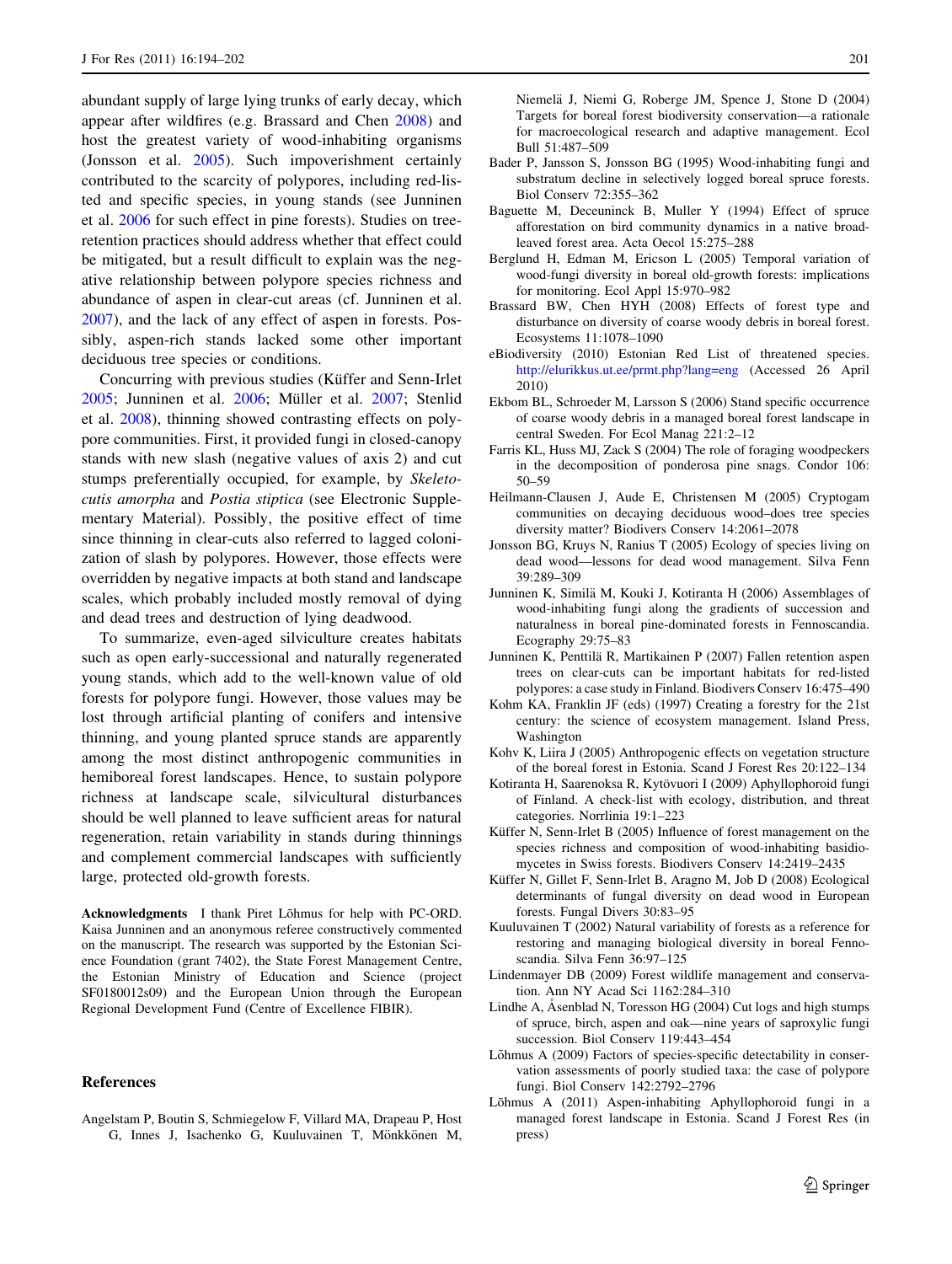abundant supply of large lying trunks of early decay, which appear after wildfires (e.g. Brassard and Chen 2008) and host the greatest variety of wood-inhabiting organisms (Jonsson et al. 2005). Such impoverishment certainly contributed to the scarcity of polypores, including red-listed and specific species, in young stands (see Junninen et al. 2006 for such effect in pine forests). Studies on tree-retention practices should address whether that effect could be mitigated, but a result difficult to explain was the negative relationship between polypore species richness and abundance of aspen in clear-cut areas (cf. Junninen et al. 2007), and the lack of any effect of aspen in forests. Possibly, aspen-rich stands lacked some other important deciduous tree species or conditions.

Concurring with previous studies (Küffer and Senn-Irlet 2005; Junninen et al. 2006; Müller et al. 2007; Stenlid et al. 2008), thinning showed contrasting effects on polypore communities. First, it provided fungi in closed-canopy stands with new slash (negative values of axis 2) and cut stumps preferentially occupied, for example, by *Skeletocutis amorpha* and *Postia stiptica* (see Electronic Supplementary Material). Possibly, the positive effect of time since thinning in clear-cuts also referred to lagged colonization of slash by polypores. However, those effects were overridden by negative impacts at both stand and landscape scales, which probably included mostly removal of dying and dead trees and destruction of lying deadwood.

To summarize, even-aged silviculture creates habitats such as open early-successional and naturally regenerated young stands, which add to the well-known value of old forests for polypore fungi. However, those values may be lost through artificial planting of conifers and intensive thinning, and young planted spruce stands are apparently among the most distinct anthropogenic communities in hemiboreal forest landscapes. Hence, to sustain polypore richness at landscape scale, silvicultural disturbances should be well planned to leave sufficient areas for natural regeneration, retain variability in stands during thinnings and complement commercial landscapes with sufficiently large, protected old-growth forests.

**Acknowledgments** I thank Piret Lõhmus for help with PC-ORD. Kaisa Junninen and an anonymous referee constructively commented on the manuscript. The research was supported by the Estonian Science Foundation (grant 7402), the State Forest Management Centre, the Estonian Ministry of Education and Science (project SF0180012s09) and the European Union through the European Regional Development Fund (Centre of Excellence FIBIR).

## References

Angelstam P, Boutin S, Schmiegelow F, Villard MA, Drapeau P, Host G, Innes J, Isachenko G, Kuuluvainen T, Mönkkönen M, Niemelä J, Niemi G, Roberge JM, Spence J, Stone D (2004) Targets for boreal forest biodiversity conservation—a rationale for macroecological research and adaptive management. Ecol Bull 51:487–509

Bader P, Jansson S, Jonsson BG (1995) Wood-inhabiting fungi and substratum decline in selectively logged boreal spruce forests. Biol Conserv 72:355–362

Baguette M, Deceuninck B, Muller Y (1994) Effect of spruce afforestation on bird community dynamics in a native broad-leaved forest area. Acta Oecol 15:275–288

Berglund H, Edman M, Ericson L (2005) Temporal variation of wood-fungi diversity in boreal old-growth forests: implications for monitoring. Ecol Appl 15:970–982

Brassard BW, Chen HYH (2008) Effects of forest type and disturbance on diversity of coarse woody debris in boreal forest. Ecosystems 11:1078–1090

eBiodiversity (2010) Estonian Red List of threatened species. http://elurikkus.ut.ee/prmt.php?lang=eng (Accessed 26 April 2010)

Ekbom BL, Schroeder M, Larsson S (2006) Stand specific occurrence of coarse woody debris in a managed boreal forest landscape in central Sweden. For Ecol Manag 221:2–12

Farris KL, Huss MJ, Zack S (2004) The role of foraging woodpeckers in the decomposition of ponderosa pine snags. Condor 106: 50–59

Heilmann-Clausen J, Aude E, Christensen M (2005) Cryptogam communities on decaying deciduous wood–does tree species diversity matter? Biodivers Conserv 14:2061–2078

Jonsson BG, Kruys N, Ranius T (2005) Ecology of species living on dead wood—lessons for dead wood management. Silva Fenn 39:289–309

Junninen K, Similä M, Kouki J, Kotiranta H (2006) Assemblages of wood-inhabiting fungi along the gradients of succession and naturalness in boreal pine-dominated forests in Fennoscandia. Ecography 29:75–83

Junninen K, Penttilä R, Martikainen P (2007) Fallen retention aspen trees on clear-cuts can be important habitats for red-listed polypores: a case study in Finland. Biodivers Conserv 16:475–490

Kohm KA, Franklin JF (eds) (1997) Creating a forestry for the 21st century: the science of ecosystem management. Island Press, Washington

Kohv K, Liira J (2005) Anthropogenic effects on vegetation structure of the boreal forest in Estonia. Scand J Forest Res 20:122–134

Kotiranta H, Saarenoksa R, Kytövuori I (2009) Aphyllophoroid fungi of Finland. A check-list with ecology, distribution, and threat categories. Norrlinia 19:1–223

Küffer N, Senn-Irlet B (2005) Influence of forest management on the species richness and composition of wood-inhabiting basidiomycetes in Swiss forests. Biodivers Conserv 14:2419–2435

Küffer N, Gillet F, Senn-Irlet B, Aragno M, Job D (2008) Ecological determinants of fungal diversity on dead wood in European forests. Fungal Divers 30:83–95

Kuuluvainen T (2002) Natural variability of forests as a reference for restoring and managing biological diversity in boreal Fennoscandia. Silva Fenn 36:97–125

Lindenmayer DB (2009) Forest wildlife management and conservation. Ann NY Acad Sci 1162:284–310

Lindhe A, Åsenblad N, Toresson HG (2004) Cut logs and high stumps of spruce, birch, aspen and oak—nine years of saproxylic fungi succession. Biol Conserv 119:443–454

Lõhmus A (2009) Factors of species-specific detectability in conservation assessments of poorly studied taxa: the case of polypore fungi. Biol Conserv 142:2792–2796

Lõhmus A (2011) Aspen-inhabiting Aphyllophoroid fungi in a managed forest landscape in Estonia. Scand J Forest Res (in press)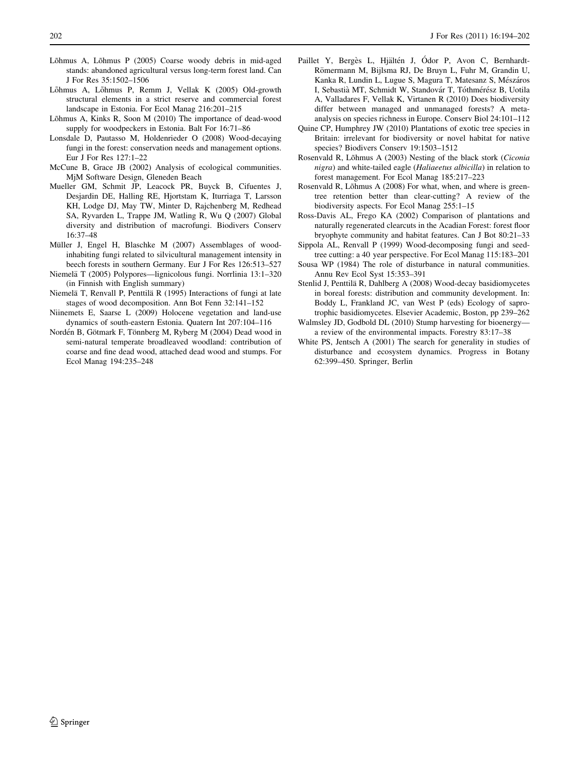Lõhmus A, Lõhmus P (2005) Coarse woody debris in mid-aged stands: abandoned agricultural versus long-term forest land. Can J For Res 35:1502–1506

Lõhmus A, Lõhmus P, Remm J, Vellak K (2005) Old-growth structural elements in a strict reserve and commercial forest landscape in Estonia. For Ecol Manag 216:201–215

Lõhmus A, Kinks R, Soon M (2010) The importance of dead-wood supply for woodpeckers in Estonia. Balt For 16:71–86

Lonsdale D, Pautasso M, Holdenrieder O (2008) Wood-decaying fungi in the forest: conservation needs and management options. Eur J For Res 127:1–22

McCune B, Grace JB (2002) Analysis of ecological communities. MjM Software Design, Gleneden Beach

Mueller GM, Schmit JP, Leacock PR, Buyck B, Cifuentes J, Desjardin DE, Halling RE, Hjortstam K, Iturriaga T, Larsson KH, Lodge DJ, May TW, Minter D, Rajchenberg M, Redhead SA, Ryvarden L, Trappe JM, Watling R, Wu Q (2007) Global diversity and distribution of macrofungi. Biodivers Conserv 16:37–48

Müller J, Engel H, Blaschke M (2007) Assemblages of wood-inhabiting fungi related to silvicultural management intensity in beech forests in southern Germany. Eur J For Res 126:513–527

Niemelä T (2005) Polypores—lignicolous fungi. Norrlinia 13:1–320 (in Finnish with English summary)

Niemelä T, Renvall P, Penttilä R (1995) Interactions of fungi at late stages of wood decomposition. Ann Bot Fenn 32:141–152

Niinemets E, Saarse L (2009) Holocene vegetation and land-use dynamics of south-eastern Estonia. Quatern Int 207:104–116

Nordén B, Götmark F, Tönnberg M, Ryberg M (2004) Dead wood in semi-natural temperate broadleaved woodland: contribution of coarse and fine dead wood, attached dead wood and stumps. For Ecol Manag 194:235–248

Paillet Y, Bergès L, Hjältén J, Ódor P, Avon C, Bernhardt-Römermann M, Bijlsma RJ, De Bruyn L, Fuhr M, Grandin U, Kanka R, Lundin L, Lugue S, Magura T, Matesanz S, Mészáros I, Sebastià MT, Schmidt W, Standovár T, Tóthmérész B, Uotila A, Valladares F, Vellak K, Virtanen R (2010) Does biodiversity differ between managed and unmanaged forests? A meta-analysis on species richness in Europe. Conserv Biol 24:101–112

Quine CP, Humphrey JW (2010) Plantations of exotic tree species in Britain: irrelevant for biodiversity or novel habitat for native species? Biodivers Conserv 19:1503–1512

Rosenvald R, Lõhmus A (2003) Nesting of the black stork (*Ciconia nigra*) and white-tailed eagle (*Haliaeetus albicilla*) in relation to forest management. For Ecol Manag 185:217–223

Rosenvald R, Lõhmus A (2008) For what, when, and where is green-tree retention better than clear-cutting? A review of the biodiversity aspects. For Ecol Manag 255:1–15

Ross-Davis AL, Frego KA (2002) Comparison of plantations and naturally regenerated clearcuts in the Acadian Forest: forest floor bryophyte community and habitat features. Can J Bot 80:21–33

Sippola AL, Renvall P (1999) Wood-decomposing fungi and seed-tree cutting: a 40 year perspective. For Ecol Manag 115:183–201

Sousa WP (1984) The role of disturbance in natural communities. Annu Rev Ecol Syst 15:353–391

Stenlid J, Penttilä R, Dahlberg A (2008) Wood-decay basidiomycetes in boreal forests: distribution and community development. In: Boddy L, Frankland JC, van West P (eds) Ecology of saprotrophic basidiomycetes. Elsevier Academic, Boston, pp 239–262

Walmsley JD, Godbold DL (2010) Stump harvesting for bioenergy—a review of the environmental impacts. Forestry 83:17–38

White PS, Jentsch A (2001) The search for generality in studies of disturbance and ecosystem dynamics. Progress in Botany 62:399–450. Springer, Berlin